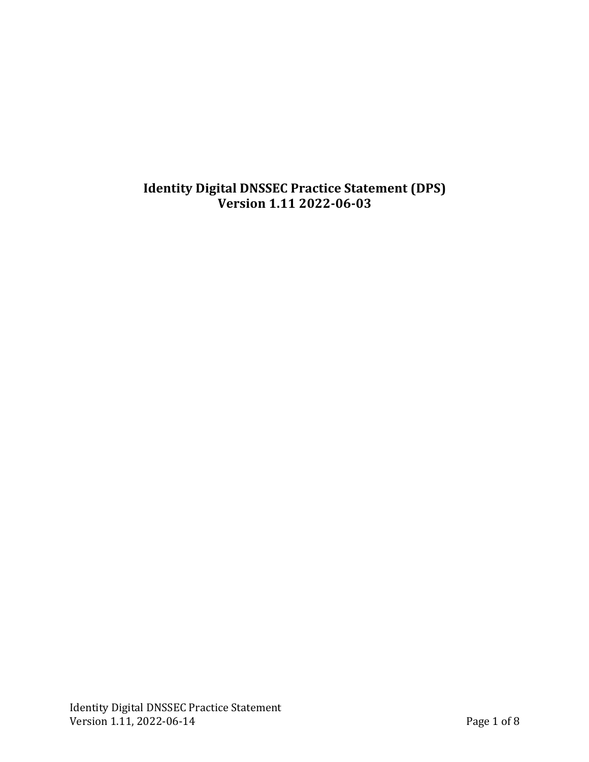# Identity Digital DNSSEC Practice Statement (DPS)
# Version 1.11 2022-06-03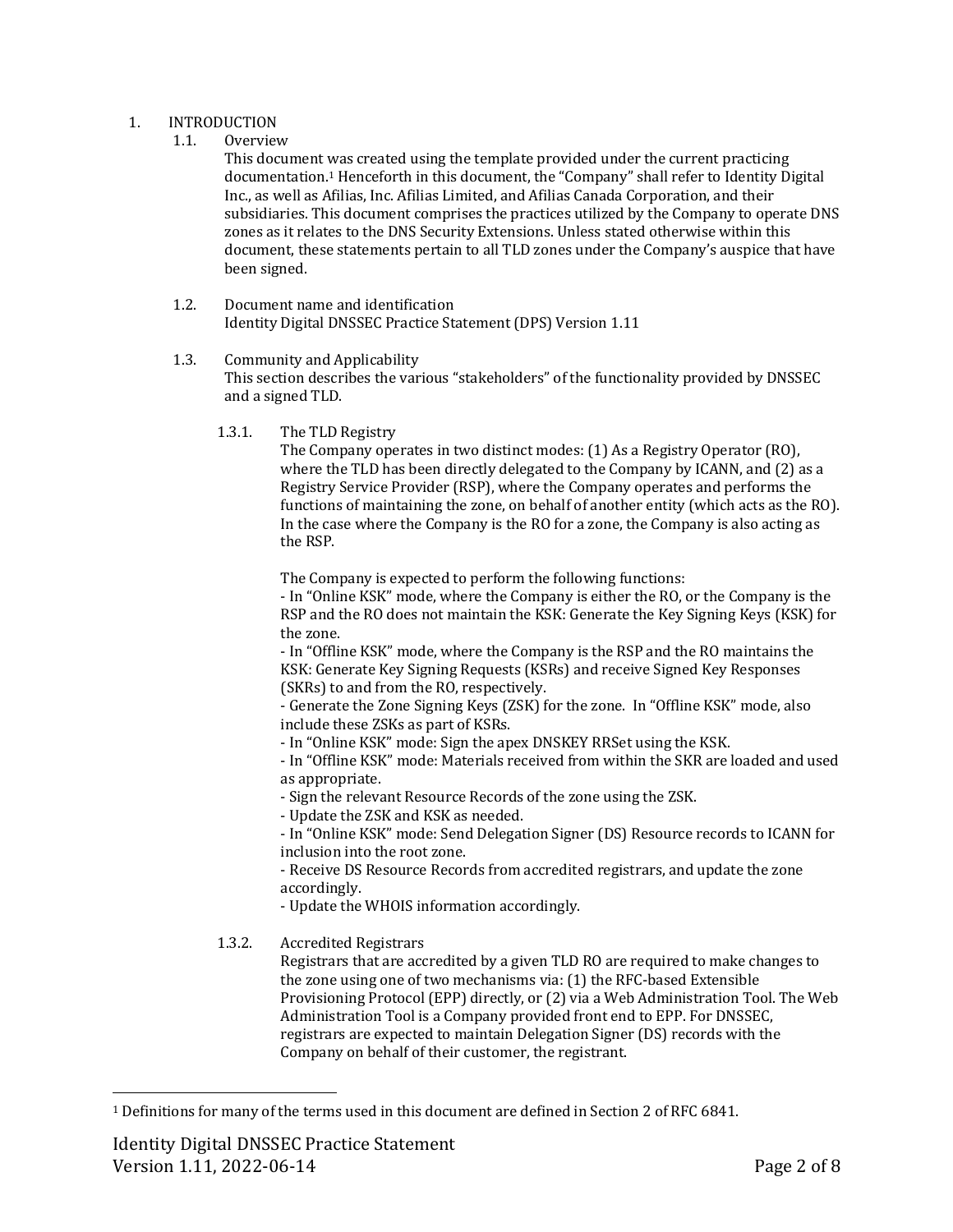# 1. INTRODUCTION

## 1.1. Overview

This document was created using the template provided under the current practicing documentation.[1] Henceforth in this document, the "Company" shall refer to Identity Digital Inc., as well as Afilias, Inc. Afilias Limited, and Afilias Canada Corporation, and their subsidiaries. This document comprises the practices utilized by the Company to operate DNS zones as it relates to the DNS Security Extensions. Unless stated otherwise within this document, these statements pertain to all TLD zones under the Company's auspice that have been signed.

## 1.2. Document name and identification

Identity Digital DNSSEC Practice Statement (DPS) Version 1.11

## 1.3. Community and Applicability

This section describes the various "stakeholders" of the functionality provided by DNSSEC and a signed TLD.

### 1.3.1. The TLD Registry

The Company operates in two distinct modes: (1) As a Registry Operator (RO), where the TLD has been directly delegated to the Company by ICANN, and (2) as a Registry Service Provider (RSP), where the Company operates and performs the functions of maintaining the zone, on behalf of another entity (which acts as the RO). In the case where the Company is the RO for a zone, the Company is also acting as the RSP.

The Company is expected to perform the following functions:

- In "Online KSK" mode, where the Company is either the RO, or the Company is the RSP and the RO does not maintain the KSK: Generate the Key Signing Keys (KSK) for the zone.
- In "Offline KSK" mode, where the Company is the RSP and the RO maintains the KSK: Generate Key Signing Requests (KSRs) and receive Signed Key Responses (SKRs) to and from the RO, respectively.
- Generate the Zone Signing Keys (ZSK) for the zone. In "Offline KSK" mode, also include these ZSKs as part of KSRs.
- In "Online KSK" mode: Sign the apex DNSKEY RRSet using the KSK.
- In "Offline KSK" mode: Materials received from within the SKR are loaded and used as appropriate.
- Sign the relevant Resource Records of the zone using the ZSK.
- Update the ZSK and KSK as needed.
- In "Online KSK" mode: Send Delegation Signer (DS) Resource records to ICANN for inclusion into the root zone.
- Receive DS Resource Records from accredited registrars, and update the zone accordingly.
- Update the WHOIS information accordingly.

### 1.3.2. Accredited Registrars

Registrars that are accredited by a given TLD RO are required to make changes to the zone using one of two mechanisms via: (1) the RFC-based Extensible Provisioning Protocol (EPP) directly, or (2) via a Web Administration Tool. The Web Administration Tool is a Company provided front end to EPP. For DNSSEC, registrars are expected to maintain Delegation Signer (DS) records with the Company on behalf of their customer, the registrant.

[1] Definitions for many of the terms used in this document are defined in Section 2 of RFC 6841.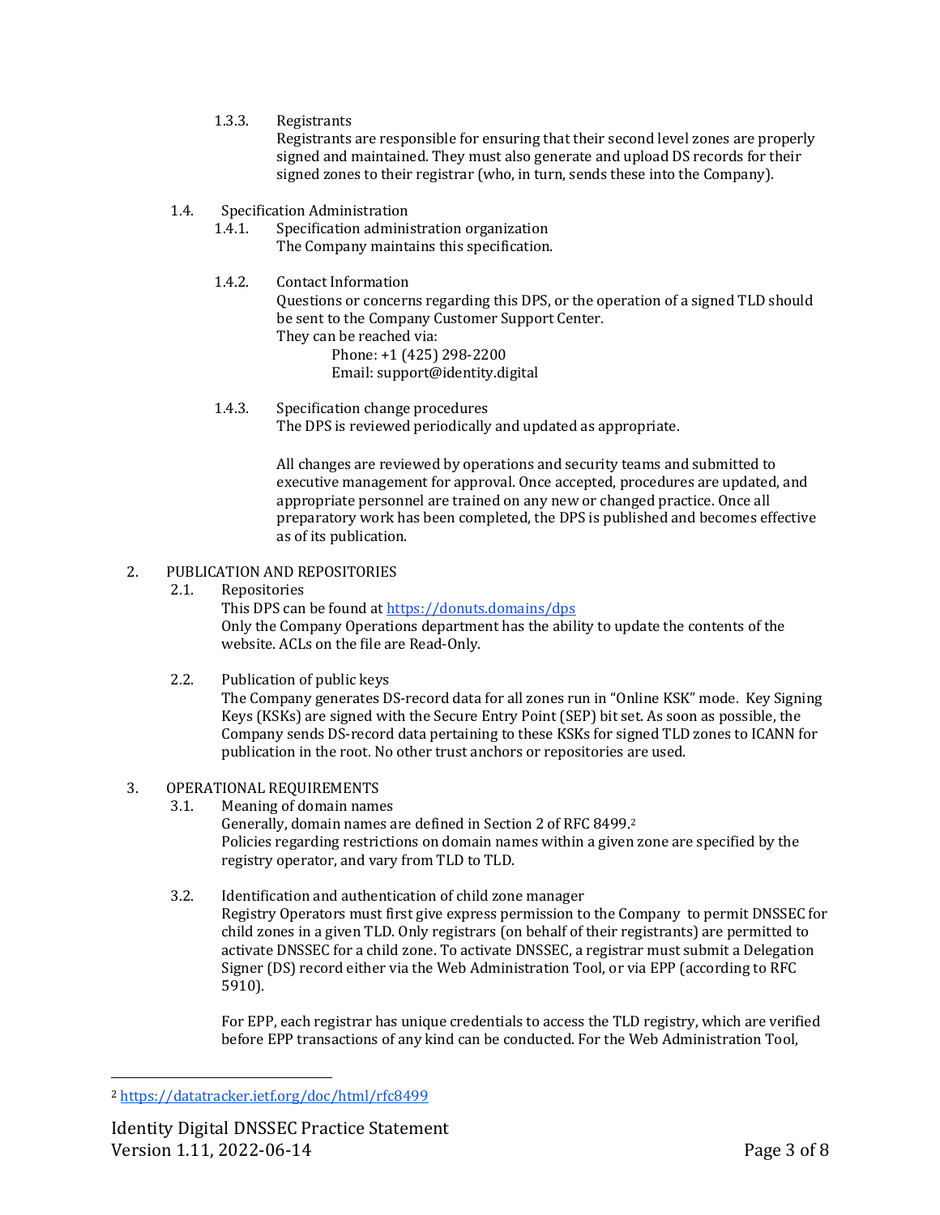#### 1.3.3. Registrants

Registrants are responsible for ensuring that their second level zones are properly signed and maintained. They must also generate and upload DS records for their signed zones to their registrar (who, in turn, sends these into the Company).

### 1.4. Specification Administration

#### 1.4.1. Specification administration organization

The Company maintains this specification.

#### 1.4.2. Contact Information

Questions or concerns regarding this DPS, or the operation of a signed TLD should be sent to the Company Customer Support Center.
They can be reached via:

Phone: +1 (425) 298-2200
Email: support@identity.digital

#### 1.4.3. Specification change procedures

The DPS is reviewed periodically and updated as appropriate.

All changes are reviewed by operations and security teams and submitted to executive management for approval. Once accepted, procedures are updated, and appropriate personnel are trained on any new or changed practice. Once all preparatory work has been completed, the DPS is published and becomes effective as of its publication.

## 2. PUBLICATION AND REPOSITORIES

### 2.1. Repositories

This DPS can be found at [https://donuts.domains/dps](https://donuts.domains/dps)
Only the Company Operations department has the ability to update the contents of the website. ACLs on the file are Read-Only.

### 2.2. Publication of public keys

The Company generates DS-record data for all zones run in "Online KSK" mode. Key Signing Keys (KSKs) are signed with the Secure Entry Point (SEP) bit set. As soon as possible, the Company sends DS-record data pertaining to these KSKs for signed TLD zones to ICANN for publication in the root. No other trust anchors or repositories are used.

## 3. OPERATIONAL REQUIREMENTS

### 3.1. Meaning of domain names

Generally, domain names are defined in Section 2 of RFC 8499.[2]
Policies regarding restrictions on domain names within a given zone are specified by the registry operator, and vary from TLD to TLD.

### 3.2. Identification and authentication of child zone manager

Registry Operators must first give express permission to the Company to permit DNSSEC for child zones in a given TLD. Only registrars (on behalf of their registrants) are permitted to activate DNSSEC for a child zone. To activate DNSSEC, a registrar must submit a Delegation Signer (DS) record either via the Web Administration Tool, or via EPP (according to RFC 5910).

For EPP, each registrar has unique credentials to access the TLD registry, which are verified before EPP transactions of any kind can be conducted. For the Web Administration Tool,

---

[2] [https://datatracker.ietf.org/doc/html/rfc8499](https://datatracker.ietf.org/doc/html/rfc8499)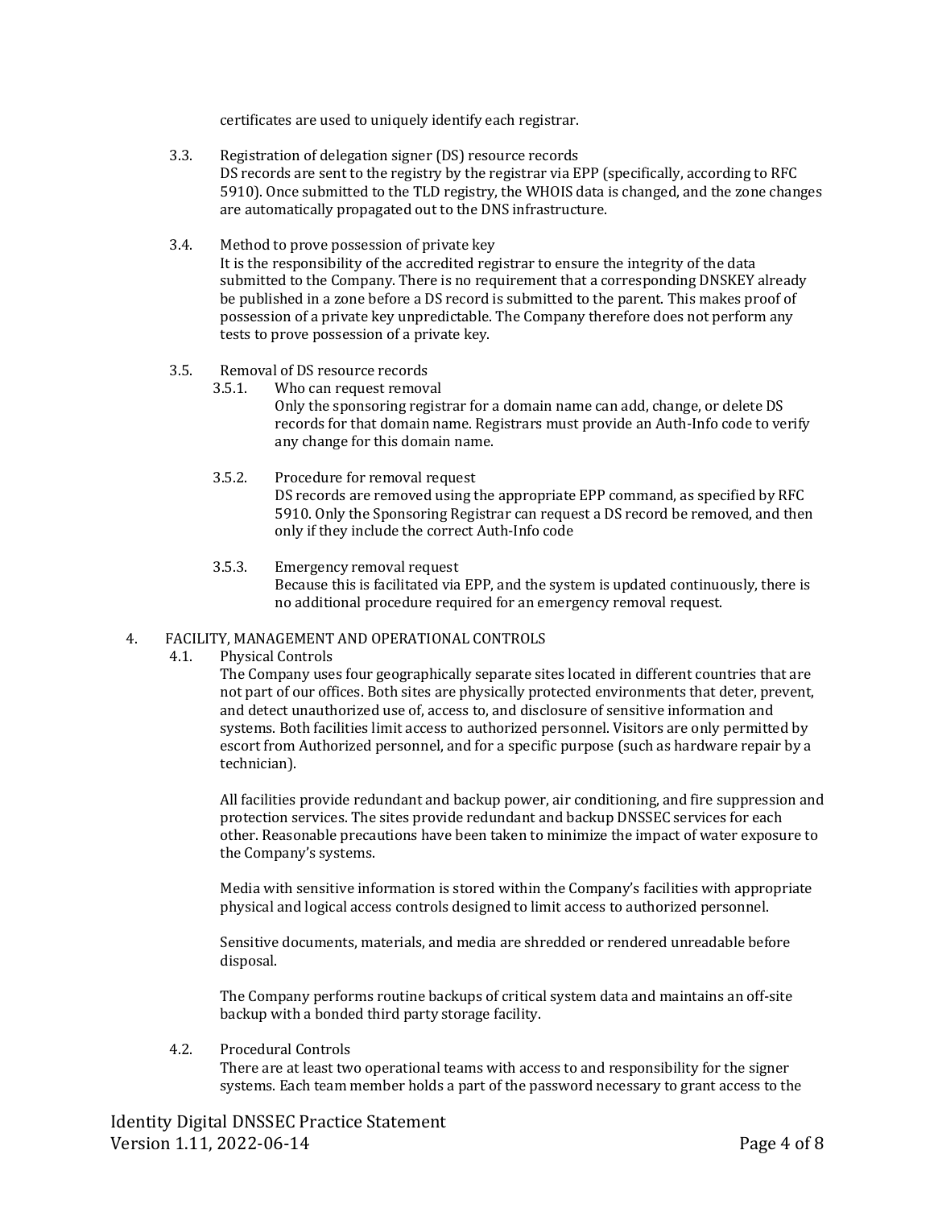certificates are used to uniquely identify each registrar.

### 3.3. Registration of delegation signer (DS) resource records

DS records are sent to the registry by the registrar via EPP (specifically, according to RFC 5910). Once submitted to the TLD registry, the WHOIS data is changed, and the zone changes are automatically propagated out to the DNS infrastructure.

### 3.4. Method to prove possession of private key

It is the responsibility of the accredited registrar to ensure the integrity of the data submitted to the Company. There is no requirement that a corresponding DNSKEY already be published in a zone before a DS record is submitted to the parent. This makes proof of possession of a private key unpredictable. The Company therefore does not perform any tests to prove possession of a private key.

### 3.5. Removal of DS resource records

#### 3.5.1. Who can request removal

Only the sponsoring registrar for a domain name can add, change, or delete DS records for that domain name. Registrars must provide an Auth-Info code to verify any change for this domain name.

#### 3.5.2. Procedure for removal request

DS records are removed using the appropriate EPP command, as specified by RFC 5910. Only the Sponsoring Registrar can request a DS record be removed, and then only if they include the correct Auth-Info code

#### 3.5.3. Emergency removal request

Because this is facilitated via EPP, and the system is updated continuously, there is no additional procedure required for an emergency removal request.

## 4. FACILITY, MANAGEMENT AND OPERATIONAL CONTROLS

### 4.1. Physical Controls

The Company uses four geographically separate sites located in different countries that are not part of our offices. Both sites are physically protected environments that deter, prevent, and detect unauthorized use of, access to, and disclosure of sensitive information and systems. Both facilities limit access to authorized personnel. Visitors are only permitted by escort from Authorized personnel, and for a specific purpose (such as hardware repair by a technician).

All facilities provide redundant and backup power, air conditioning, and fire suppression and protection services. The sites provide redundant and backup DNSSEC services for each other. Reasonable precautions have been taken to minimize the impact of water exposure to the Company's systems.

Media with sensitive information is stored within the Company's facilities with appropriate physical and logical access controls designed to limit access to authorized personnel.

Sensitive documents, materials, and media are shredded or rendered unreadable before disposal.

The Company performs routine backups of critical system data and maintains an off-site backup with a bonded third party storage facility.

### 4.2. Procedural Controls

There are at least two operational teams with access to and responsibility for the signer systems. Each team member holds a part of the password necessary to grant access to the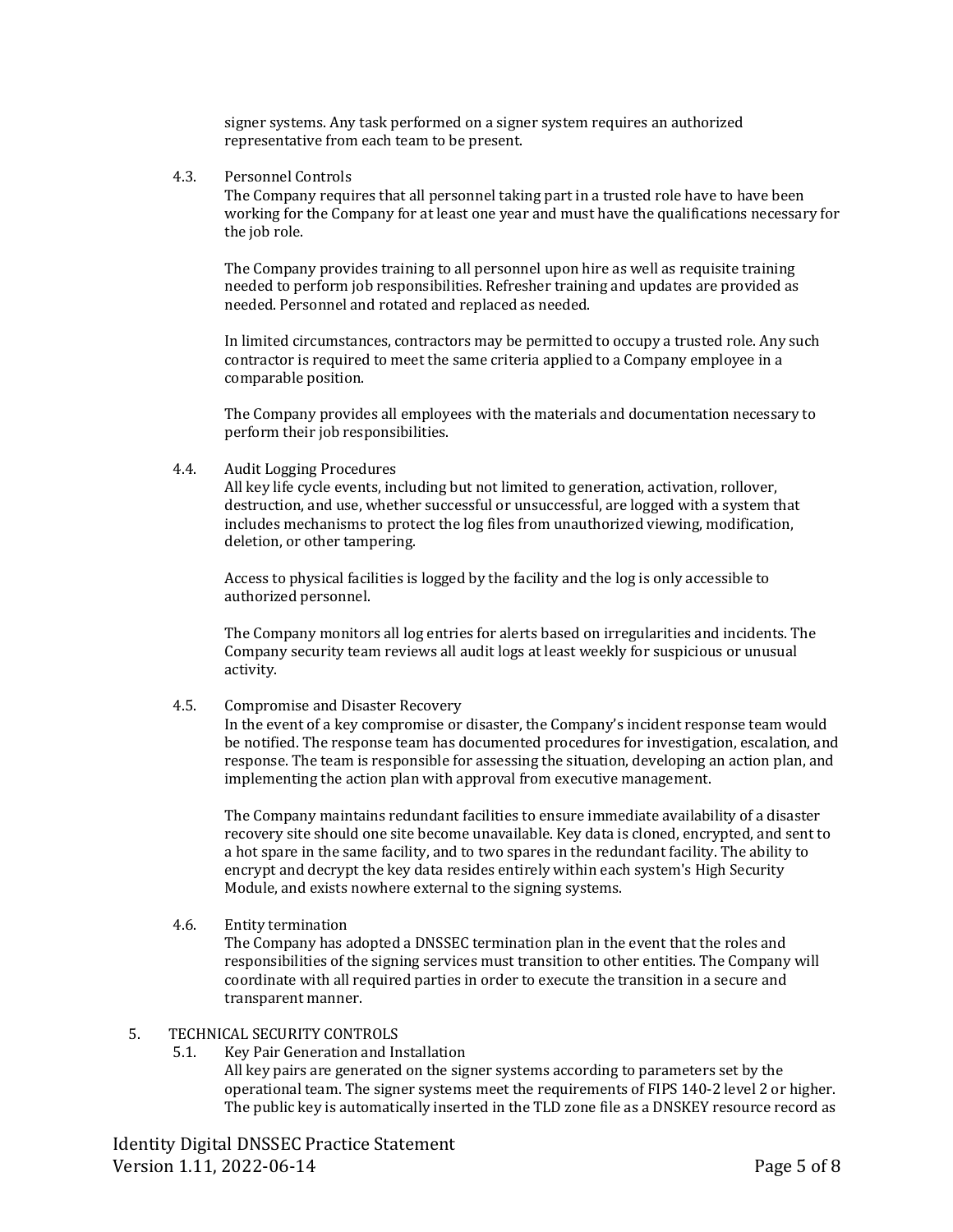signer systems. Any task performed on a signer system requires an authorized representative from each team to be present.

### 4.3. Personnel Controls

The Company requires that all personnel taking part in a trusted role have to have been working for the Company for at least one year and must have the qualifications necessary for the job role.

The Company provides training to all personnel upon hire as well as requisite training needed to perform job responsibilities. Refresher training and updates are provided as needed. Personnel and rotated and replaced as needed.

In limited circumstances, contractors may be permitted to occupy a trusted role. Any such contractor is required to meet the same criteria applied to a Company employee in a comparable position.

The Company provides all employees with the materials and documentation necessary to perform their job responsibilities.

### 4.4. Audit Logging Procedures

All key life cycle events, including but not limited to generation, activation, rollover, destruction, and use, whether successful or unsuccessful, are logged with a system that includes mechanisms to protect the log files from unauthorized viewing, modification, deletion, or other tampering.

Access to physical facilities is logged by the facility and the log is only accessible to authorized personnel.

The Company monitors all log entries for alerts based on irregularities and incidents. The Company security team reviews all audit logs at least weekly for suspicious or unusual activity.

### 4.5. Compromise and Disaster Recovery

In the event of a key compromise or disaster, the Company's incident response team would be notified. The response team has documented procedures for investigation, escalation, and response. The team is responsible for assessing the situation, developing an action plan, and implementing the action plan with approval from executive management.

The Company maintains redundant facilities to ensure immediate availability of a disaster recovery site should one site become unavailable. Key data is cloned, encrypted, and sent to a hot spare in the same facility, and to two spares in the redundant facility. The ability to encrypt and decrypt the key data resides entirely within each system's High Security Module, and exists nowhere external to the signing systems.

### 4.6. Entity termination

The Company has adopted a DNSSEC termination plan in the event that the roles and responsibilities of the signing services must transition to other entities. The Company will coordinate with all required parties in order to execute the transition in a secure and transparent manner.

## 5. TECHNICAL SECURITY CONTROLS

### 5.1. Key Pair Generation and Installation

All key pairs are generated on the signer systems according to parameters set by the operational team. The signer systems meet the requirements of FIPS 140-2 level 2 or higher. The public key is automatically inserted in the TLD zone file as a DNSKEY resource record as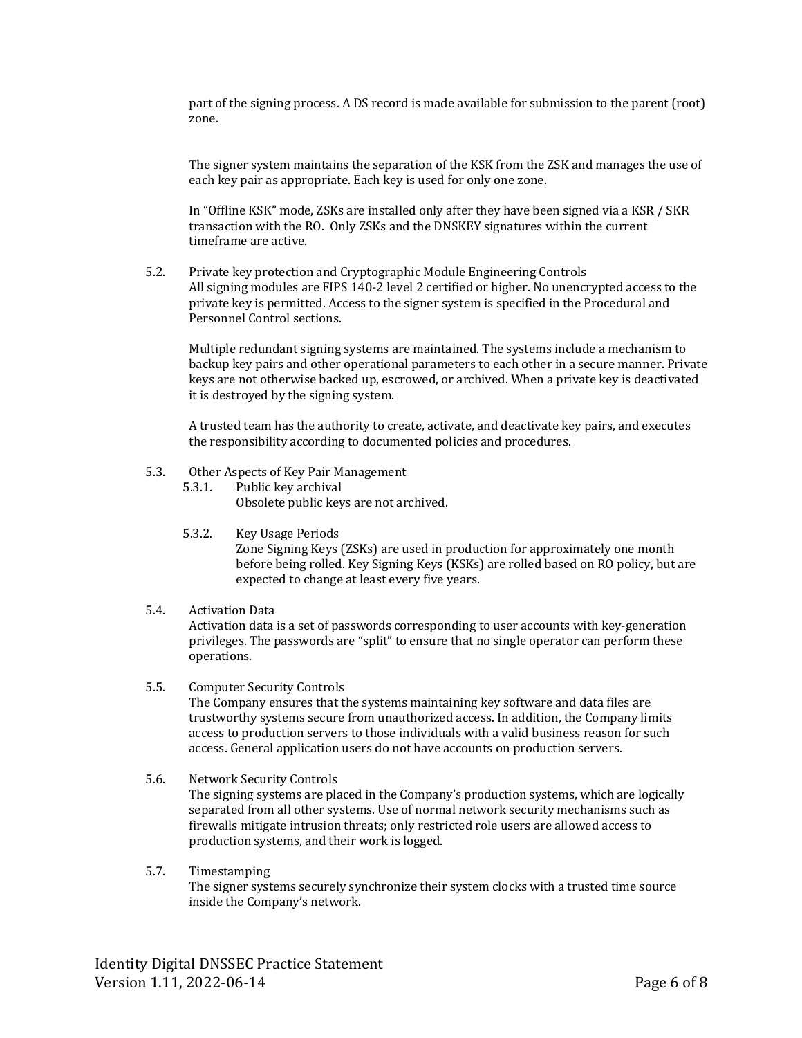part of the signing process. A DS record is made available for submission to the parent (root) zone.

The signer system maintains the separation of the KSK from the ZSK and manages the use of each key pair as appropriate. Each key is used for only one zone.

In "Offline KSK" mode, ZSKs are installed only after they have been signed via a KSK / SKR transaction with the RO. Only ZSKs and the DNSKEY signatures within the current timeframe are active.

## 5.2. Private key protection and Cryptographic Module Engineering Controls

All signing modules are FIPS 140-2 level 2 certified or higher. No unencrypted access to the private key is permitted. Access to the signer system is specified in the Procedural and Personnel Control sections.

Multiple redundant signing systems are maintained. The systems include a mechanism to backup key pairs and other operational parameters to each other in a secure manner. Private keys are not otherwise backed up, escrowed, or archived. When a private key is deactivated it is destroyed by the signing system.

A trusted team has the authority to create, activate, and deactivate key pairs, and executes the responsibility according to documented policies and procedures.

## 5.3. Other Aspects of Key Pair Management

### 5.3.1. Public key archival

Obsolete public keys are not archived.

### 5.3.2. Key Usage Periods

Zone Signing Keys (ZSKs) are used in production for approximately one month before being rolled. Key Signing Keys (KSKs) are rolled based on RO policy, but are expected to change at least every five years.

## 5.4. Activation Data

Activation data is a set of passwords corresponding to user accounts with key-generation privileges. The passwords are "split" to ensure that no single operator can perform these operations.

## 5.5. Computer Security Controls

The Company ensures that the systems maintaining key software and data files are trustworthy systems secure from unauthorized access. In addition, the Company limits access to production servers to those individuals with a valid business reason for such access. General application users do not have accounts on production servers.

## 5.6. Network Security Controls

The signing systems are placed in the Company's production systems, which are logically separated from all other systems. Use of normal network security mechanisms such as firewalls mitigate intrusion threats; only restricted role users are allowed access to production systems, and their work is logged.

## 5.7. Timestamping

The signer systems securely synchronize their system clocks with a trusted time source inside the Company's network.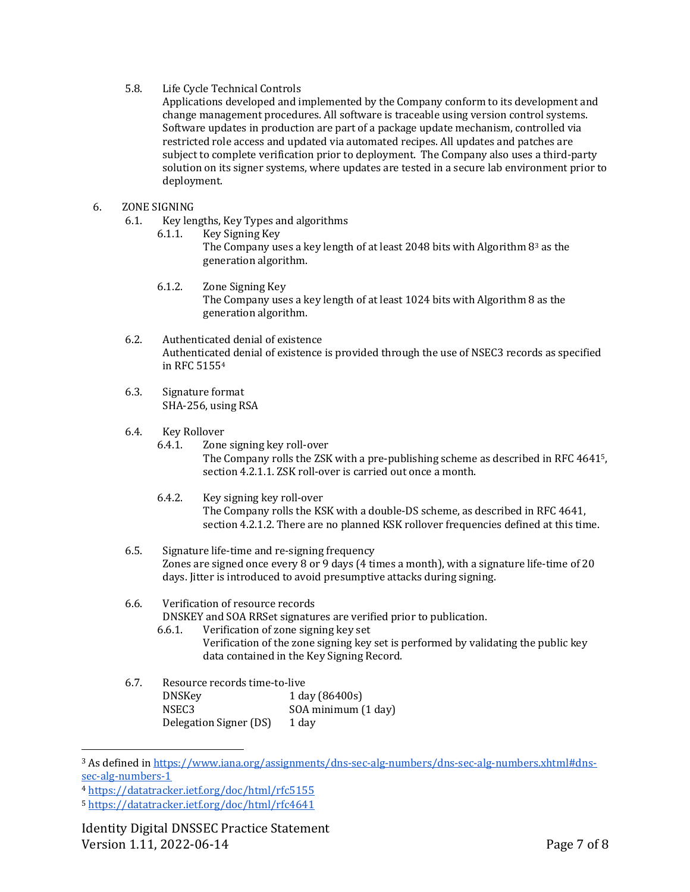#### 5.8. Life Cycle Technical Controls

Applications developed and implemented by the Company conform to its development and change management procedures. All software is traceable using version control systems. Software updates in production are part of a package update mechanism, controlled via restricted role access and updated via automated recipes. All updates and patches are subject to complete verification prior to deployment. The Company also uses a third-party solution on its signer systems, where updates are tested in a secure lab environment prior to deployment.

## 6. ZONE SIGNING

### 6.1. Key lengths, Key Types and algorithms

#### 6.1.1. Key Signing Key

The Company uses a key length of at least 2048 bits with Algorithm 8[3] as the generation algorithm.

#### 6.1.2. Zone Signing Key

The Company uses a key length of at least 1024 bits with Algorithm 8 as the generation algorithm.

### 6.2. Authenticated denial of existence

Authenticated denial of existence is provided through the use of NSEC3 records as specified in RFC 5155[4]

### 6.3. Signature format

SHA-256, using RSA

### 6.4. Key Rollover

#### 6.4.1. Zone signing key roll-over

The Company rolls the ZSK with a pre-publishing scheme as described in RFC 4641[5], section 4.2.1.1. ZSK roll-over is carried out once a month.

#### 6.4.2. Key signing key roll-over

The Company rolls the KSK with a double-DS scheme, as described in RFC 4641, section 4.2.1.2. There are no planned KSK rollover frequencies defined at this time.

### 6.5. Signature life-time and re-signing frequency

Zones are signed once every 8 or 9 days (4 times a month), with a signature life-time of 20 days. Jitter is introduced to avoid presumptive attacks during signing.

### 6.6. Verification of resource records

DNSKEY and SOA RRSet signatures are verified prior to publication.

#### 6.6.1. Verification of zone signing key set

Verification of the zone signing key set is performed by validating the public key data contained in the Key Signing Record.

### 6.7. Resource records time-to-live

| | |
|---|---|
| DNSKey | 1 day (86400s) |
| NSEC3 | SOA minimum (1 day) |
| Delegation Signer (DS) | 1 day |

---

[3] As defined in https://www.iana.org/assignments/dns-sec-alg-numbers/dns-sec-alg-numbers.xhtml#dns-sec-alg-numbers-1

[4] https://datatracker.ietf.org/doc/html/rfc5155

[5] https://datatracker.ietf.org/doc/html/rfc4641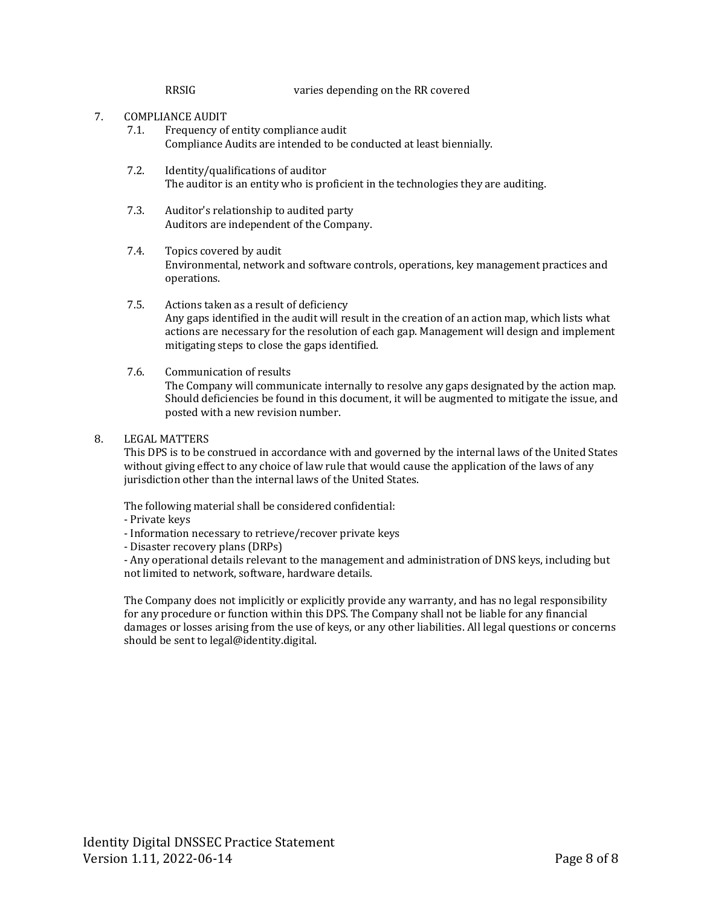| | |
|---|---|
| RRSIG | varies depending on the RR covered |

## 7. COMPLIANCE AUDIT

### 7.1. Frequency of entity compliance audit

Compliance Audits are intended to be conducted at least biennially.

### 7.2. Identity/qualifications of auditor

The auditor is an entity who is proficient in the technologies they are auditing.

### 7.3. Auditor's relationship to audited party

Auditors are independent of the Company.

### 7.4. Topics covered by audit

Environmental, network and software controls, operations, key management practices and operations.

### 7.5. Actions taken as a result of deficiency

Any gaps identified in the audit will result in the creation of an action map, which lists what actions are necessary for the resolution of each gap. Management will design and implement mitigating steps to close the gaps identified.

### 7.6. Communication of results

The Company will communicate internally to resolve any gaps designated by the action map. Should deficiencies be found in this document, it will be augmented to mitigate the issue, and posted with a new revision number.

## 8. LEGAL MATTERS

This DPS is to be construed in accordance with and governed by the internal laws of the United States without giving effect to any choice of law rule that would cause the application of the laws of any jurisdiction other than the internal laws of the United States.

The following material shall be considered confidential:

- Private keys
- Information necessary to retrieve/recover private keys
- Disaster recovery plans (DRPs)
- Any operational details relevant to the management and administration of DNS keys, including but not limited to network, software, hardware details.

The Company does not implicitly or explicitly provide any warranty, and has no legal responsibility for any procedure or function within this DPS. The Company shall not be liable for any financial damages or losses arising from the use of keys, or any other liabilities. All legal questions or concerns should be sent to legal@identity.digital.